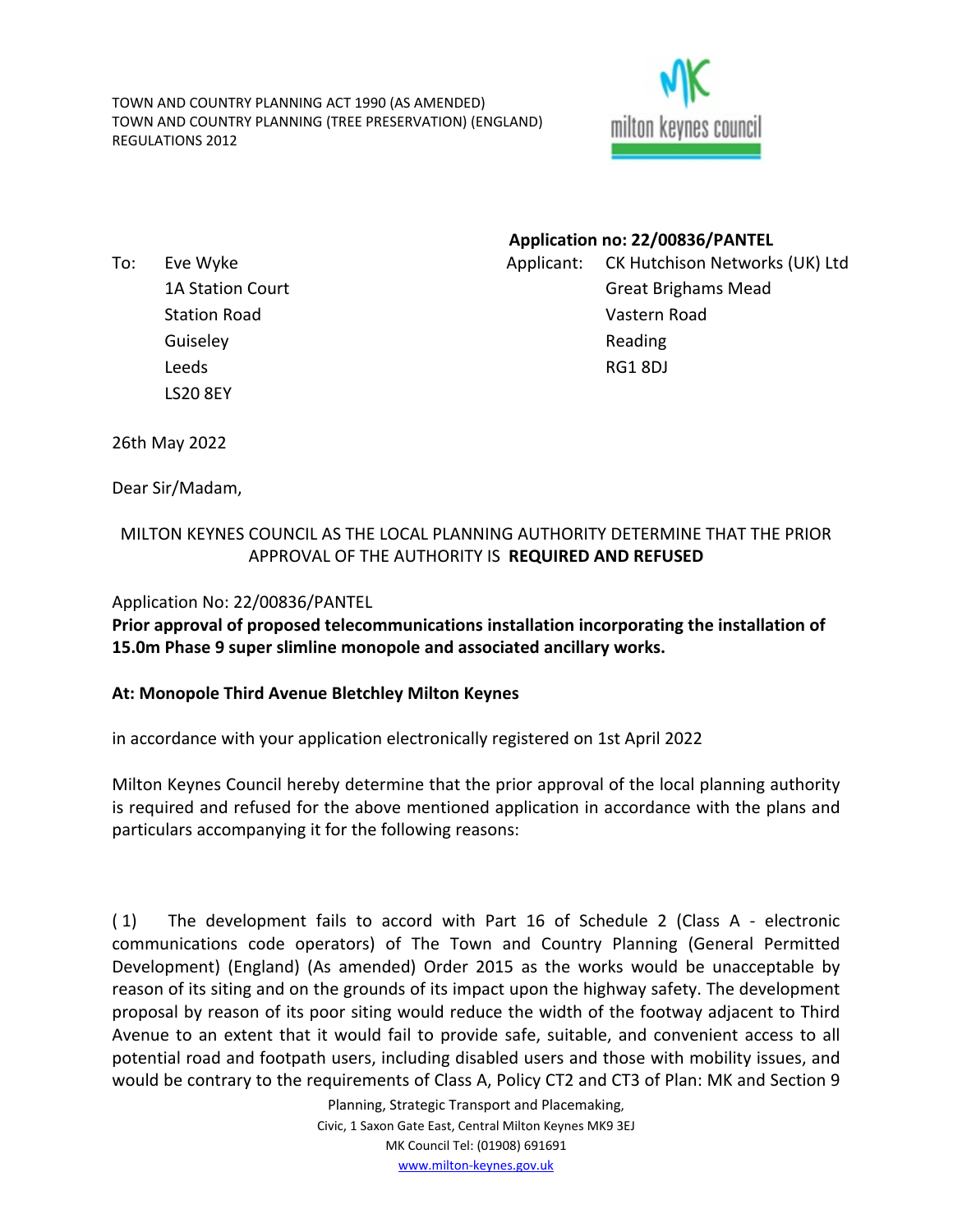TOWN AND COUNTRY PLANNING ACT 1990 (AS AMENDED)
TOWN AND COUNTRY PLANNING (TREE PRESERVATION) (ENGLAND) REGULATIONS 2012

milton keynes council

**Application no: 22/00836/PANTEL**

To: Eve Wyke
1A Station Court
Station Road
Guiseley
Leeds
LS20 8EY

Applicant: CK Hutchison Networks (UK) Ltd
Great Brighams Mead
Vastern Road
Reading
RG1 8DJ

26th May 2022

Dear Sir/Madam,

MILTON KEYNES COUNCIL AS THE LOCAL PLANNING AUTHORITY DETERMINE THAT THE PRIOR APPROVAL OF THE AUTHORITY IS **REQUIRED AND REFUSED**

Application No: 22/00836/PANTEL

**Prior approval of proposed telecommunications installation incorporating the installation of 15.0m Phase 9 super slimline monopole and associated ancillary works.**

**At: Monopole Third Avenue Bletchley Milton Keynes**

in accordance with your application electronically registered on 1st April 2022

Milton Keynes Council hereby determine that the prior approval of the local planning authority is required and refused for the above mentioned application in accordance with the plans and particulars accompanying it for the following reasons:

( 1) The development fails to accord with Part 16 of Schedule 2 (Class A - electronic communications code operators) of The Town and Country Planning (General Permitted Development) (England) (As amended) Order 2015 as the works would be unacceptable by reason of its siting and on the grounds of its impact upon the highway safety. The development proposal by reason of its poor siting would reduce the width of the footway adjacent to Third Avenue to an extent that it would fail to provide safe, suitable, and convenient access to all potential road and footpath users, including disabled users and those with mobility issues, and would be contrary to the requirements of Class A, Policy CT2 and CT3 of Plan: MK and Section 9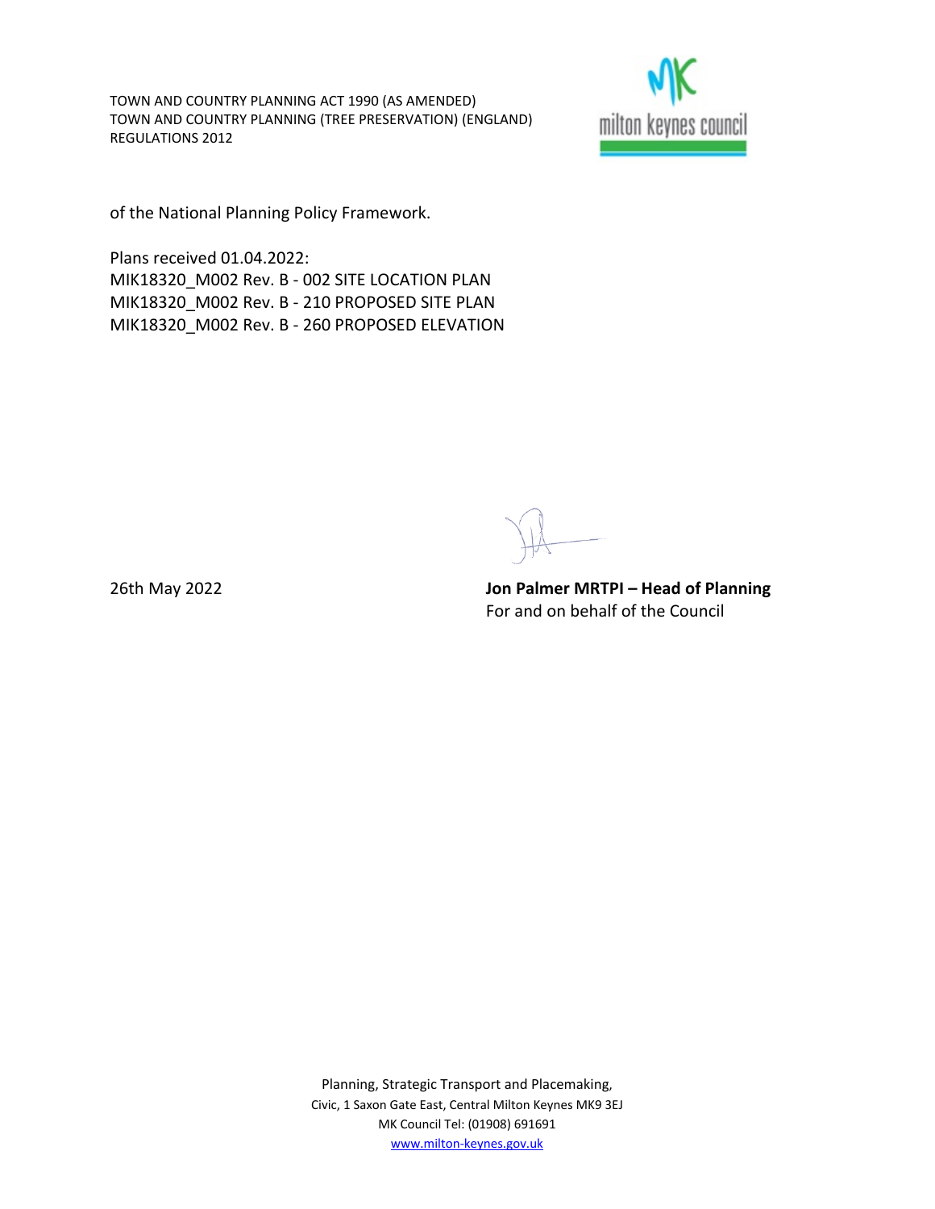TOWN AND COUNTRY PLANNING ACT 1990 (AS AMENDED)
TOWN AND COUNTRY PLANNING (TREE PRESERVATION) (ENGLAND) REGULATIONS 2012

milton keynes council

of the National Planning Policy Framework.

Plans received 01.04.2022:
MIK18320_M002 Rev. B - 002 SITE LOCATION PLAN
MIK18320_M002 Rev. B - 210 PROPOSED SITE PLAN
MIK18320_M002 Rev. B - 260 PROPOSED ELEVATION

26th May 2022

**Jon Palmer MRTPI – Head of Planning**
For and on behalf of the Council

Planning, Strategic Transport and Placemaking,
Civic, 1 Saxon Gate East, Central Milton Keynes MK9 3EJ
MK Council Tel: (01908) 691691
www.milton-keynes.gov.uk